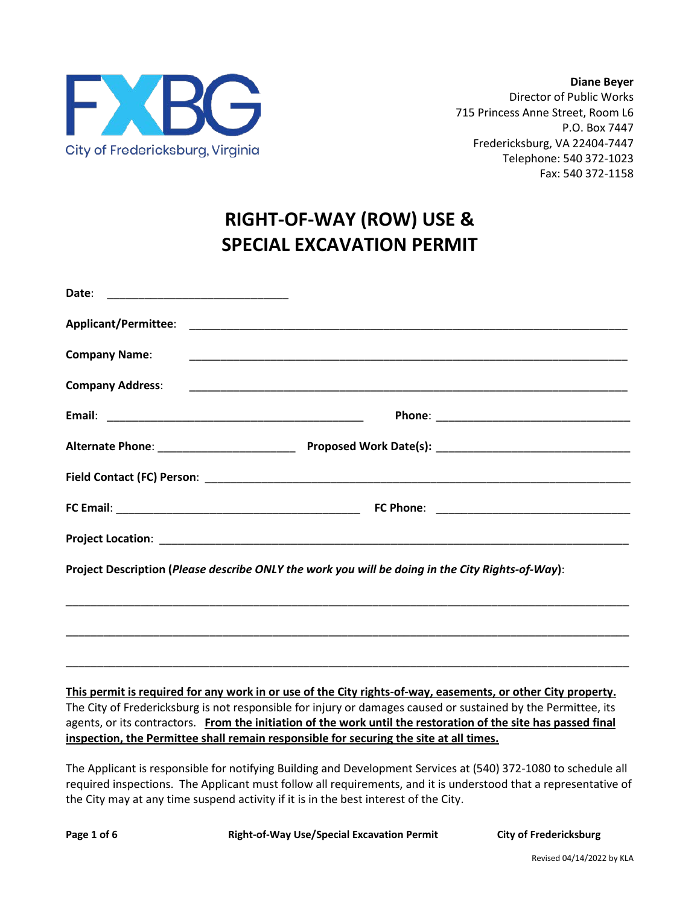City of Fredericksburg, Virginia

**Diane Beyer**
Director of Public Works
715 Princess Anne Street, Room L6
P.O. Box 7447
Fredericksburg, VA 22404-7447
Telephone: 540 372-1023
Fax: 540 372-1158

# RIGHT-OF-WAY (ROW) USE & SPECIAL EXCAVATION PERMIT

**Date**: ____________________________

**Applicant/Permittee**: ____________________________________________________________________

**Company Name**: ____________________________________________________________________

**Company Address**: ____________________________________________________________________

**Email**: ________________________________________ **Phone**: ______________________________

**Alternate Phone**: _____________________ **Proposed Work Date(s)**: ______________________________

**Field Contact (FC) Person**: ____________________________________________________________________

**FC Email**: ______________________________________ **FC Phone**: ______________________________

**Project Location**: ____________________________________________________________________

**Project Description (*Please describe ONLY the work you will be doing in the City Rights-of-Way*)**:

______________________________________________________________________________________

______________________________________________________________________________________

______________________________________________________________________________________

**<u>This permit is required for any work in or use of the City rights-of-way, easements, or other City property.</u>** The City of Fredericksburg is not responsible for injury or damages caused or sustained by the Permittee, its agents, or its contractors. **<u>From the initiation of the work until the restoration of the site has passed final inspection, the Permittee shall remain responsible for securing the site at all times.</u>**

The Applicant is responsible for notifying Building and Development Services at (540) 372-1080 to schedule all required inspections. The Applicant must follow all requirements, and it is understood that a representative of the City may at any time suspend activity if it is in the best interest of the City.

Revised 04/14/2022 by KLA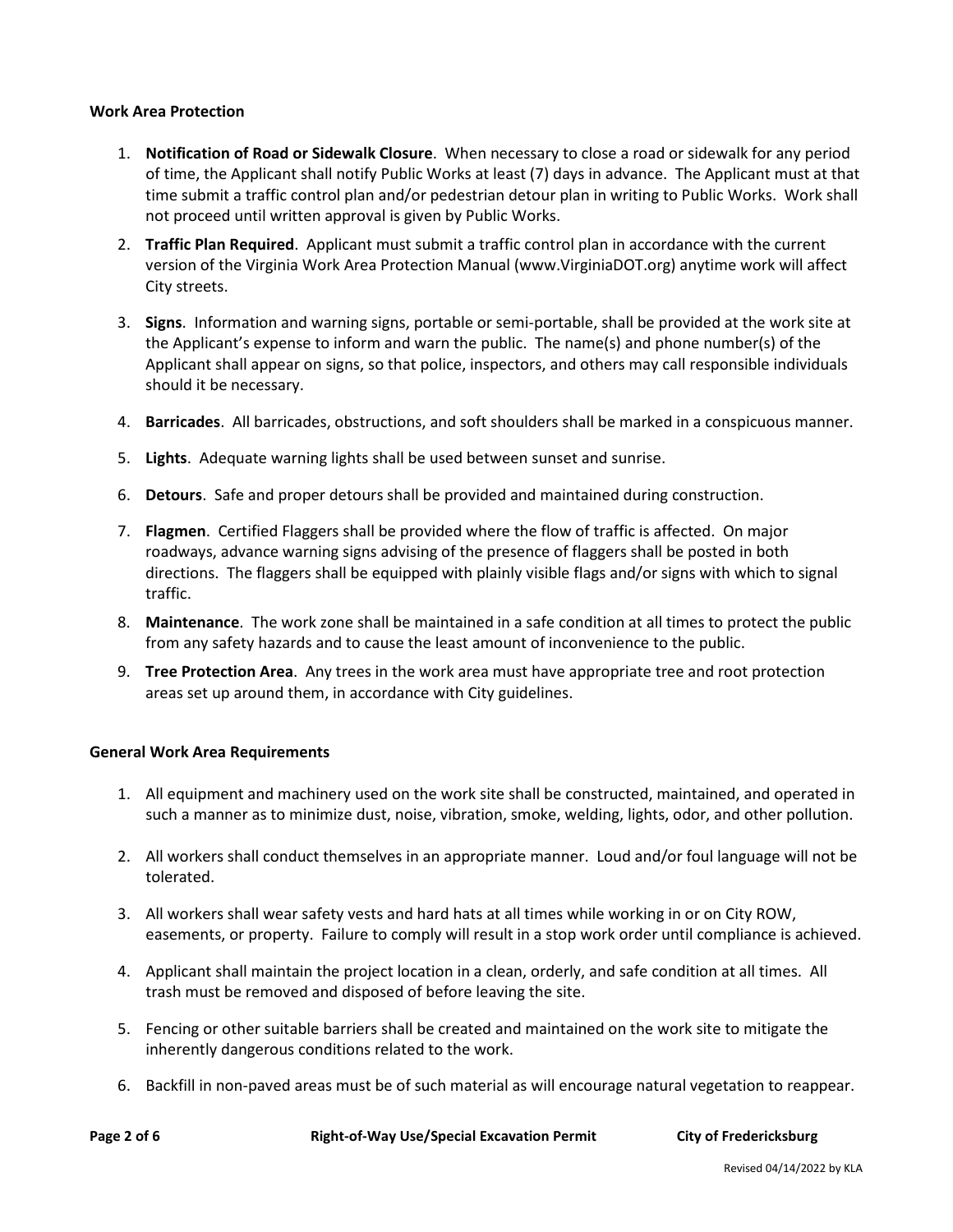**Work Area Protection**

1. **Notification of Road or Sidewalk Closure**. When necessary to close a road or sidewalk for any period of time, the Applicant shall notify Public Works at least (7) days in advance. The Applicant must at that time submit a traffic control plan and/or pedestrian detour plan in writing to Public Works. Work shall not proceed until written approval is given by Public Works.
2. **Traffic Plan Required**. Applicant must submit a traffic control plan in accordance with the current version of the Virginia Work Area Protection Manual (www.VirginiaDOT.org) anytime work will affect City streets.
3. **Signs**. Information and warning signs, portable or semi-portable, shall be provided at the work site at the Applicant's expense to inform and warn the public. The name(s) and phone number(s) of the Applicant shall appear on signs, so that police, inspectors, and others may call responsible individuals should it be necessary.
4. **Barricades**. All barricades, obstructions, and soft shoulders shall be marked in a conspicuous manner.
5. **Lights**. Adequate warning lights shall be used between sunset and sunrise.
6. **Detours**. Safe and proper detours shall be provided and maintained during construction.
7. **Flagmen**. Certified Flaggers shall be provided where the flow of traffic is affected. On major roadways, advance warning signs advising of the presence of flaggers shall be posted in both directions. The flaggers shall be equipped with plainly visible flags and/or signs with which to signal traffic.
8. **Maintenance**. The work zone shall be maintained in a safe condition at all times to protect the public from any safety hazards and to cause the least amount of inconvenience to the public.
9. **Tree Protection Area**. Any trees in the work area must have appropriate tree and root protection areas set up around them, in accordance with City guidelines.

**General Work Area Requirements**

1. All equipment and machinery used on the work site shall be constructed, maintained, and operated in such a manner as to minimize dust, noise, vibration, smoke, welding, lights, odor, and other pollution.
2. All workers shall conduct themselves in an appropriate manner. Loud and/or foul language will not be tolerated.
3. All workers shall wear safety vests and hard hats at all times while working in or on City ROW, easements, or property. Failure to comply will result in a stop work order until compliance is achieved.
4. Applicant shall maintain the project location in a clean, orderly, and safe condition at all times. All trash must be removed and disposed of before leaving the site.
5. Fencing or other suitable barriers shall be created and maintained on the work site to mitigate the inherently dangerous conditions related to the work.
6. Backfill in non-paved areas must be of such material as will encourage natural vegetation to reappear.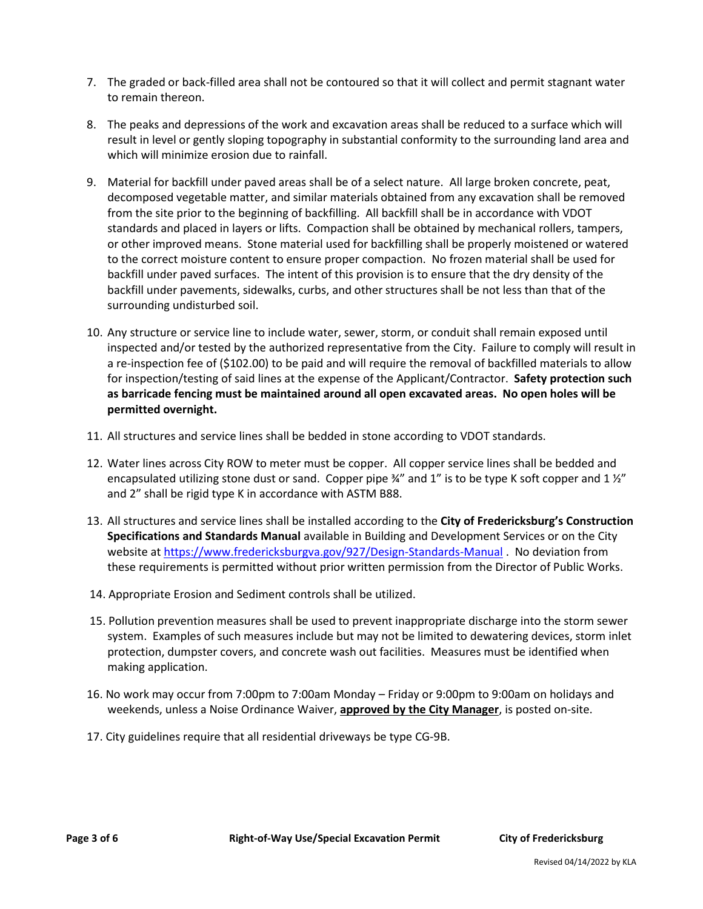7. The graded or back-filled area shall not be contoured so that it will collect and permit stagnant water to remain thereon.

8. The peaks and depressions of the work and excavation areas shall be reduced to a surface which will result in level or gently sloping topography in substantial conformity to the surrounding land area and which will minimize erosion due to rainfall.

9. Material for backfill under paved areas shall be of a select nature. All large broken concrete, peat, decomposed vegetable matter, and similar materials obtained from any excavation shall be removed from the site prior to the beginning of backfilling. All backfill shall be in accordance with VDOT standards and placed in layers or lifts. Compaction shall be obtained by mechanical rollers, tampers, or other improved means. Stone material used for backfilling shall be properly moistened or watered to the correct moisture content to ensure proper compaction. No frozen material shall be used for backfill under paved surfaces. The intent of this provision is to ensure that the dry density of the backfill under pavements, sidewalks, curbs, and other structures shall be not less than that of the surrounding undisturbed soil.

10. Any structure or service line to include water, sewer, storm, or conduit shall remain exposed until inspected and/or tested by the authorized representative from the City. Failure to comply will result in a re-inspection fee of ($102.00) to be paid and will require the removal of backfilled materials to allow for inspection/testing of said lines at the expense of the Applicant/Contractor. **Safety protection such as barricade fencing must be maintained around all open excavated areas. No open holes will be permitted overnight.**

11. All structures and service lines shall be bedded in stone according to VDOT standards.

12. Water lines across City ROW to meter must be copper. All copper service lines shall be bedded and encapsulated utilizing stone dust or sand. Copper pipe ¾" and 1" is to be type K soft copper and 1 ½" and 2" shall be rigid type K in accordance with ASTM B88.

13. All structures and service lines shall be installed according to the **City of Fredericksburg's Construction Specifications and Standards Manual** available in Building and Development Services or on the City website at https://www.fredericksburgva.gov/927/Design-Standards-Manual . No deviation from these requirements is permitted without prior written permission from the Director of Public Works.

14. Appropriate Erosion and Sediment controls shall be utilized.

15. Pollution prevention measures shall be used to prevent inappropriate discharge into the storm sewer system. Examples of such measures include but may not be limited to dewatering devices, storm inlet protection, dumpster covers, and concrete wash out facilities. Measures must be identified when making application.

16. No work may occur from 7:00pm to 7:00am Monday – Friday or 9:00pm to 9:00am on holidays and weekends, unless a Noise Ordinance Waiver, **approved by the City Manager**, is posted on-site.

17. City guidelines require that all residential driveways be type CG-9B.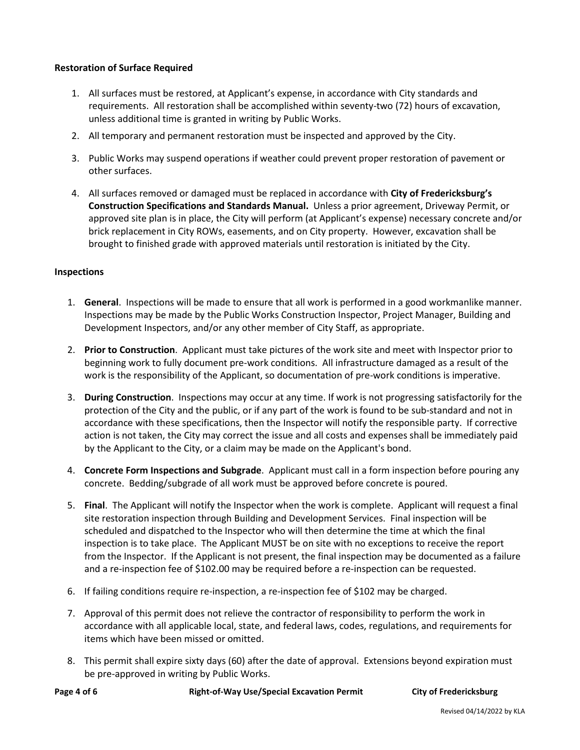**Restoration of Surface Required**

1. All surfaces must be restored, at Applicant's expense, in accordance with City standards and requirements. All restoration shall be accomplished within seventy-two (72) hours of excavation, unless additional time is granted in writing by Public Works.
2. All temporary and permanent restoration must be inspected and approved by the City.
3. Public Works may suspend operations if weather could prevent proper restoration of pavement or other surfaces.
4. All surfaces removed or damaged must be replaced in accordance with **City of Fredericksburg's Construction Specifications and Standards Manual.** Unless a prior agreement, Driveway Permit, or approved site plan is in place, the City will perform (at Applicant's expense) necessary concrete and/or brick replacement in City ROWs, easements, and on City property. However, excavation shall be brought to finished grade with approved materials until restoration is initiated by the City.

**Inspections**

1. **General**. Inspections will be made to ensure that all work is performed in a good workmanlike manner. Inspections may be made by the Public Works Construction Inspector, Project Manager, Building and Development Inspectors, and/or any other member of City Staff, as appropriate.
2. **Prior to Construction**. Applicant must take pictures of the work site and meet with Inspector prior to beginning work to fully document pre-work conditions. All infrastructure damaged as a result of the work is the responsibility of the Applicant, so documentation of pre-work conditions is imperative.
3. **During Construction**. Inspections may occur at any time. If work is not progressing satisfactorily for the protection of the City and the public, or if any part of the work is found to be sub-standard and not in accordance with these specifications, then the Inspector will notify the responsible party. If corrective action is not taken, the City may correct the issue and all costs and expenses shall be immediately paid by the Applicant to the City, or a claim may be made on the Applicant's bond.
4. **Concrete Form Inspections and Subgrade**. Applicant must call in a form inspection before pouring any concrete. Bedding/subgrade of all work must be approved before concrete is poured.
5. **Final**. The Applicant will notify the Inspector when the work is complete. Applicant will request a final site restoration inspection through Building and Development Services. Final inspection will be scheduled and dispatched to the Inspector who will then determine the time at which the final inspection is to take place. The Applicant MUST be on site with no exceptions to receive the report from the Inspector. If the Applicant is not present, the final inspection may be documented as a failure and a re-inspection fee of $102.00 may be required before a re-inspection can be requested.
6. If failing conditions require re-inspection, a re-inspection fee of $102 may be charged.
7. Approval of this permit does not relieve the contractor of responsibility to perform the work in accordance with all applicable local, state, and federal laws, codes, regulations, and requirements for items which have been missed or omitted.
8. This permit shall expire sixty days (60) after the date of approval. Extensions beyond expiration must be pre-approved in writing by Public Works.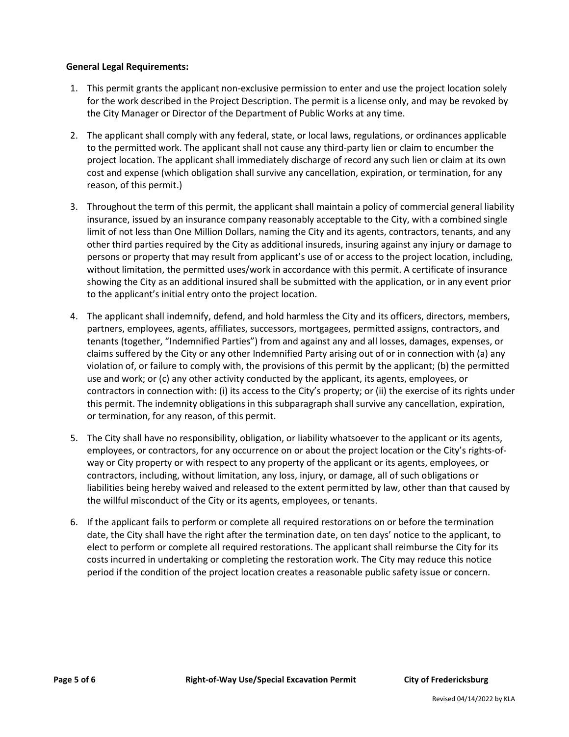**General Legal Requirements:**

1. This permit grants the applicant non-exclusive permission to enter and use the project location solely for the work described in the Project Description. The permit is a license only, and may be revoked by the City Manager or Director of the Department of Public Works at any time.

2. The applicant shall comply with any federal, state, or local laws, regulations, or ordinances applicable to the permitted work. The applicant shall not cause any third-party lien or claim to encumber the project location. The applicant shall immediately discharge of record any such lien or claim at its own cost and expense (which obligation shall survive any cancellation, expiration, or termination, for any reason, of this permit.)

3. Throughout the term of this permit, the applicant shall maintain a policy of commercial general liability insurance, issued by an insurance company reasonably acceptable to the City, with a combined single limit of not less than One Million Dollars, naming the City and its agents, contractors, tenants, and any other third parties required by the City as additional insureds, insuring against any injury or damage to persons or property that may result from applicant's use of or access to the project location, including, without limitation, the permitted uses/work in accordance with this permit. A certificate of insurance showing the City as an additional insured shall be submitted with the application, or in any event prior to the applicant's initial entry onto the project location.

4. The applicant shall indemnify, defend, and hold harmless the City and its officers, directors, members, partners, employees, agents, affiliates, successors, mortgagees, permitted assigns, contractors, and tenants (together, "Indemnified Parties") from and against any and all losses, damages, expenses, or claims suffered by the City or any other Indemnified Party arising out of or in connection with (a) any violation of, or failure to comply with, the provisions of this permit by the applicant; (b) the permitted use and work; or (c) any other activity conducted by the applicant, its agents, employees, or contractors in connection with: (i) its access to the City's property; or (ii) the exercise of its rights under this permit. The indemnity obligations in this subparagraph shall survive any cancellation, expiration, or termination, for any reason, of this permit.

5. The City shall have no responsibility, obligation, or liability whatsoever to the applicant or its agents, employees, or contractors, for any occurrence on or about the project location or the City's rights-of-way or City property or with respect to any property of the applicant or its agents, employees, or contractors, including, without limitation, any loss, injury, or damage, all of such obligations or liabilities being hereby waived and released to the extent permitted by law, other than that caused by the willful misconduct of the City or its agents, employees, or tenants.

6. If the applicant fails to perform or complete all required restorations on or before the termination date, the City shall have the right after the termination date, on ten days' notice to the applicant, to elect to perform or complete all required restorations. The applicant shall reimburse the City for its costs incurred in undertaking or completing the restoration work. The City may reduce this notice period if the condition of the project location creates a reasonable public safety issue or concern.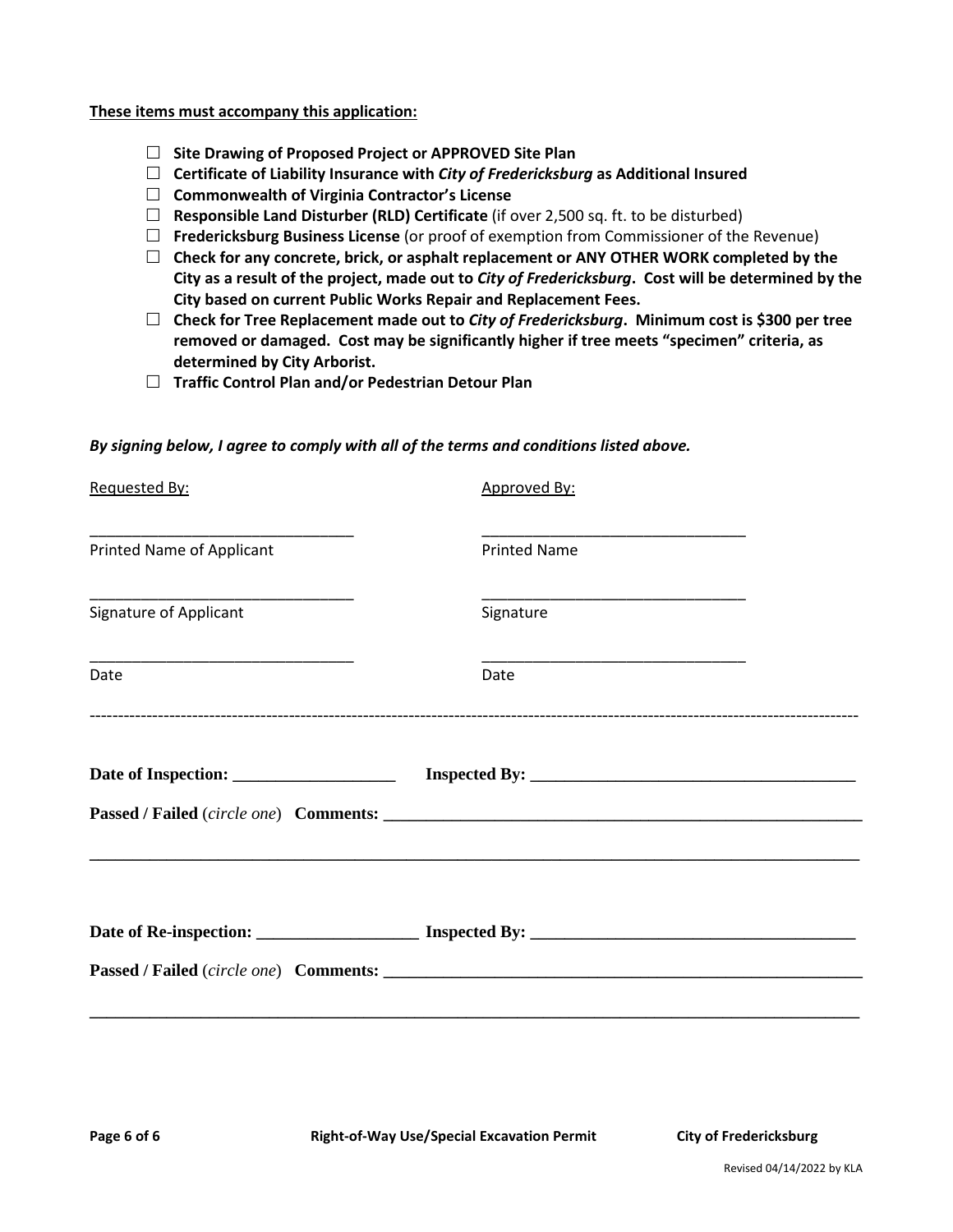**These items must accompany this application:**

- ☐ **Site Drawing of Proposed Project or APPROVED Site Plan**
- ☐ **Certificate of Liability Insurance with *City of Fredericksburg* as Additional Insured**
- ☐ **Commonwealth of Virginia Contractor's License**
- ☐ **Responsible Land Disturber (RLD) Certificate** (if over 2,500 sq. ft. to be disturbed)
- ☐ **Fredericksburg Business License** (or proof of exemption from Commissioner of the Revenue)
- ☐ **Check for any concrete, brick, or asphalt replacement or ANY OTHER WORK completed by the City as a result of the project, made out to *City of Fredericksburg*. Cost will be determined by the City based on current Public Works Repair and Replacement Fees.**
- ☐ **Check for Tree Replacement made out to *City of Fredericksburg*. Minimum cost is $300 per tree removed or damaged. Cost may be significantly higher if tree meets "specimen" criteria, as determined by City Arborist.**
- ☐ **Traffic Control Plan and/or Pedestrian Detour Plan**

***By signing below, I agree to comply with all of the terms and conditions listed above.***

| Requested By: | Approved By: |
|---|---|
| _______________________________ | _______________________________ |
| Printed Name of Applicant | Printed Name |
| _______________________________ | _______________________________ |
| Signature of Applicant | Signature |
| _______________________________ | _______________________________ |
| Date | Date |

---

**Date of Inspection:** ___________________ **Inspected By:** ______________________________________

**Passed / Failed** (*circle one*) **Comments:** _________________________________________________________

_____________________________________________________________________________________________

**Date of Re-inspection:** ___________________ **Inspected By:** ______________________________________

**Passed / Failed** (*circle one*) **Comments:** _________________________________________________________

_____________________________________________________________________________________________

Revised 04/14/2022 by KLA